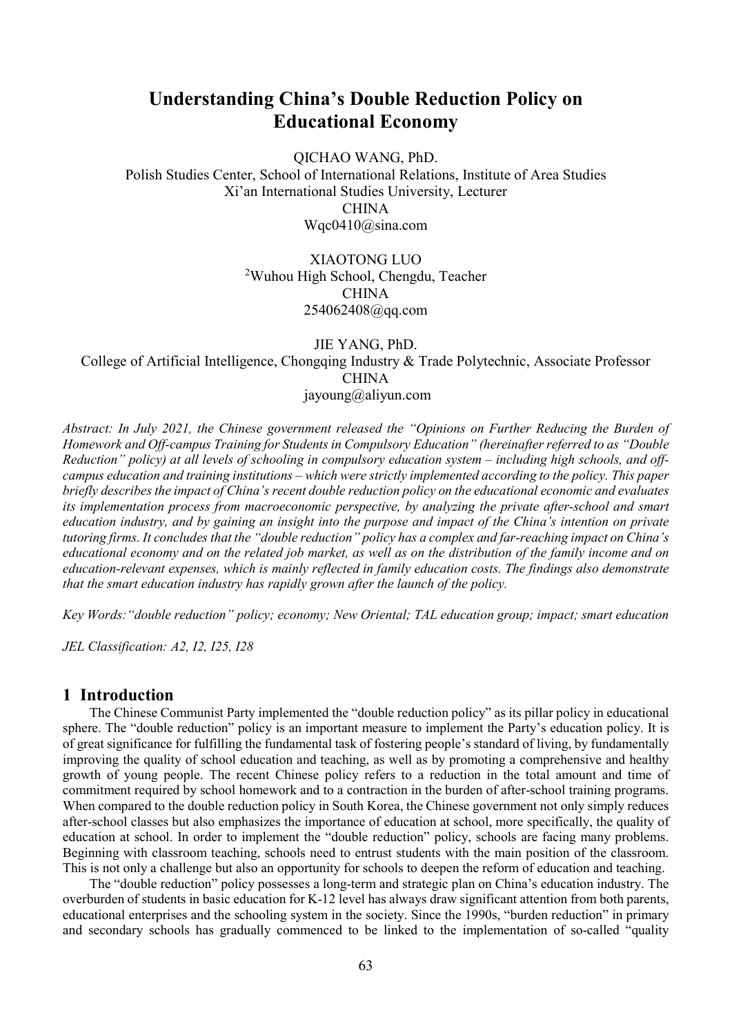# Understanding China's Double Reduction Policy on Educational Economy

QICHAO WANG, PhD.
Polish Studies Center, School of International Relations, Institute of Area Studies
Xi'an International Studies University, Lecturer
CHINA
Wqc0410@sina.com

XIAOTONG LUO
[2]Wuhou High School, Chengdu, Teacher
CHINA
254062408@qq.com

JIE YANG, PhD.
College of Artificial Intelligence, Chongqing Industry & Trade Polytechnic, Associate Professor
CHINA
jayoung@aliyun.com

*Abstract: In July 2021, the Chinese government released the "Opinions on Further Reducing the Burden of Homework and Off-campus Training for Students in Compulsory Education" (hereinafter referred to as "Double Reduction" policy) at all levels of schooling in compulsory education system – including high schools, and off-campus education and training institutions – which were strictly implemented according to the policy. This paper briefly describes the impact of China's recent double reduction policy on the educational economic and evaluates its implementation process from macroeconomic perspective, by analyzing the private after-school and smart education industry, and by gaining an insight into the purpose and impact of the China's intention on private tutoring firms. It concludes that the "double reduction" policy has a complex and far-reaching impact on China's educational economy and on the related job market, as well as on the distribution of the family income and on education-relevant expenses, which is mainly reflected in family education costs. The findings also demonstrate that the smart education industry has rapidly grown after the launch of the policy.*

*Key Words:"double reduction" policy; economy; New Oriental; TAL education group; impact; smart education*

*JEL Classification: A2, I2, I25, I28*

## 1 Introduction

The Chinese Communist Party implemented the "double reduction policy" as its pillar policy in educational sphere. The "double reduction" policy is an important measure to implement the Party's education policy. It is of great significance for fulfilling the fundamental task of fostering people's standard of living, by fundamentally improving the quality of school education and teaching, as well as by promoting a comprehensive and healthy growth of young people. The recent Chinese policy refers to a reduction in the total amount and time of commitment required by school homework and to a contraction in the burden of after-school training programs. When compared to the double reduction policy in South Korea, the Chinese government not only simply reduces after-school classes but also emphasizes the importance of education at school, more specifically, the quality of education at school. In order to implement the "double reduction" policy, schools are facing many problems. Beginning with classroom teaching, schools need to entrust students with the main position of the classroom. This is not only a challenge but also an opportunity for schools to deepen the reform of education and teaching.

The "double reduction" policy possesses a long-term and strategic plan on China's education industry. The overburden of students in basic education for K-12 level has always draw significant attention from both parents, educational enterprises and the schooling system in the society. Since the 1990s, "burden reduction" in primary and secondary schools has gradually commenced to be linked to the implementation of so-called "quality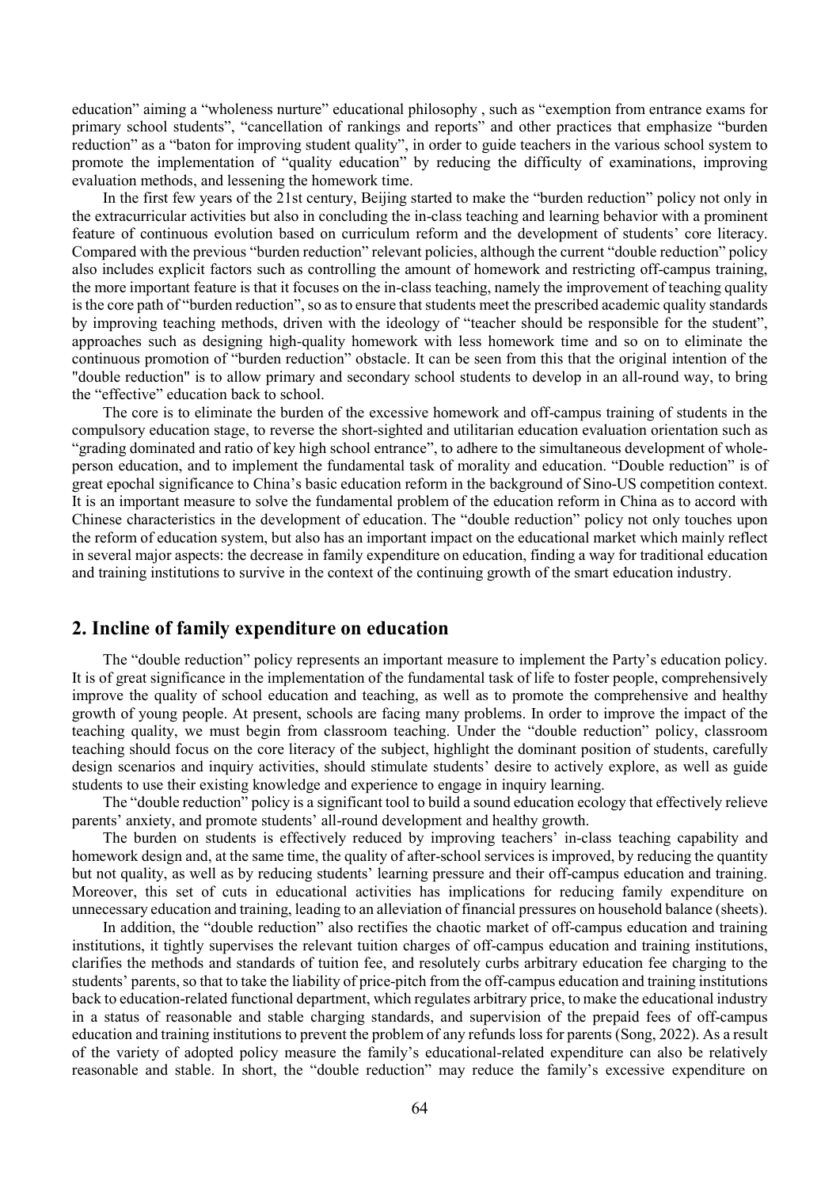education" aiming a "wholeness nurture" educational philosophy , such as "exemption from entrance exams for primary school students", "cancellation of rankings and reports" and other practices that emphasize "burden reduction" as a "baton for improving student quality", in order to guide teachers in the various school system to promote the implementation of "quality education" by reducing the difficulty of examinations, improving evaluation methods, and lessening the homework time.

In the first few years of the 21st century, Beijing started to make the "burden reduction" policy not only in the extracurricular activities but also in concluding the in-class teaching and learning behavior with a prominent feature of continuous evolution based on curriculum reform and the development of students' core literacy. Compared with the previous "burden reduction" relevant policies, although the current "double reduction" policy also includes explicit factors such as controlling the amount of homework and restricting off-campus training, the more important feature is that it focuses on the in-class teaching, namely the improvement of teaching quality is the core path of "burden reduction", so as to ensure that students meet the prescribed academic quality standards by improving teaching methods, driven with the ideology of "teacher should be responsible for the student", approaches such as designing high-quality homework with less homework time and so on to eliminate the continuous promotion of "burden reduction" obstacle. It can be seen from this that the original intention of the "double reduction" is to allow primary and secondary school students to develop in an all-round way, to bring the "effective" education back to school.

The core is to eliminate the burden of the excessive homework and off-campus training of students in the compulsory education stage, to reverse the short-sighted and utilitarian education evaluation orientation such as "grading dominated and ratio of key high school entrance", to adhere to the simultaneous development of whole-person education, and to implement the fundamental task of morality and education. "Double reduction" is of great epochal significance to China's basic education reform in the background of Sino-US competition context. It is an important measure to solve the fundamental problem of the education reform in China as to accord with Chinese characteristics in the development of education. The "double reduction" policy not only touches upon the reform of education system, but also has an important impact on the educational market which mainly reflect in several major aspects: the decrease in family expenditure on education, finding a way for traditional education and training institutions to survive in the context of the continuing growth of the smart education industry.

## 2. Incline of family expenditure on education

The "double reduction" policy represents an important measure to implement the Party's education policy. It is of great significance in the implementation of the fundamental task of life to foster people, comprehensively improve the quality of school education and teaching, as well as to promote the comprehensive and healthy growth of young people. At present, schools are facing many problems. In order to improve the impact of the teaching quality, we must begin from classroom teaching. Under the "double reduction" policy, classroom teaching should focus on the core literacy of the subject, highlight the dominant position of students, carefully design scenarios and inquiry activities, should stimulate students' desire to actively explore, as well as guide students to use their existing knowledge and experience to engage in inquiry learning.

The "double reduction" policy is a significant tool to build a sound education ecology that effectively relieve parents' anxiety, and promote students' all-round development and healthy growth.

The burden on students is effectively reduced by improving teachers' in-class teaching capability and homework design and, at the same time, the quality of after-school services is improved, by reducing the quantity but not quality, as well as by reducing students' learning pressure and their off-campus education and training. Moreover, this set of cuts in educational activities has implications for reducing family expenditure on unnecessary education and training, leading to an alleviation of financial pressures on household balance (sheets).

In addition, the "double reduction" also rectifies the chaotic market of off-campus education and training institutions, it tightly supervises the relevant tuition charges of off-campus education and training institutions, clarifies the methods and standards of tuition fee, and resolutely curbs arbitrary education fee charging to the students' parents, so that to take the liability of price-pitch from the off-campus education and training institutions back to education-related functional department, which regulates arbitrary price, to make the educational industry in a status of reasonable and stable charging standards, and supervision of the prepaid fees of off-campus education and training institutions to prevent the problem of any refunds loss for parents (Song, 2022). As a result of the variety of adopted policy measure the family's educational-related expenditure can also be relatively reasonable and stable. In short, the "double reduction" may reduce the family's excessive expenditure on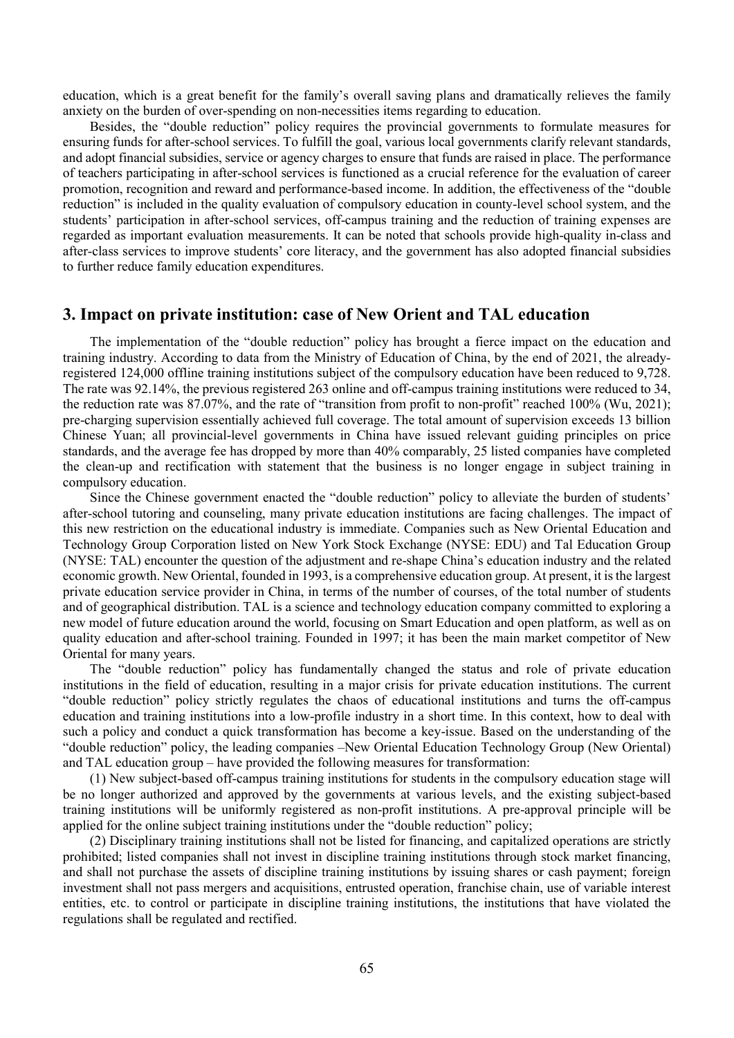education, which is a great benefit for the family's overall saving plans and dramatically relieves the family anxiety on the burden of over-spending on non-necessities items regarding to education.

Besides, the "double reduction" policy requires the provincial governments to formulate measures for ensuring funds for after-school services. To fulfill the goal, various local governments clarify relevant standards, and adopt financial subsidies, service or agency charges to ensure that funds are raised in place. The performance of teachers participating in after-school services is functioned as a crucial reference for the evaluation of career promotion, recognition and reward and performance-based income. In addition, the effectiveness of the "double reduction" is included in the quality evaluation of compulsory education in county-level school system, and the students' participation in after-school services, off-campus training and the reduction of training expenses are regarded as important evaluation measurements. It can be noted that schools provide high-quality in-class and after-class services to improve students' core literacy, and the government has also adopted financial subsidies to further reduce family education expenditures.

## 3. Impact on private institution: case of New Orient and TAL education

The implementation of the "double reduction" policy has brought a fierce impact on the education and training industry. According to data from the Ministry of Education of China, by the end of 2021, the already-registered 124,000 offline training institutions subject of the compulsory education have been reduced to 9,728. The rate was 92.14%, the previous registered 263 online and off-campus training institutions were reduced to 34, the reduction rate was 87.07%, and the rate of "transition from profit to non-profit" reached 100% (Wu, 2021); pre-charging supervision essentially achieved full coverage. The total amount of supervision exceeds 13 billion Chinese Yuan; all provincial-level governments in China have issued relevant guiding principles on price standards, and the average fee has dropped by more than 40% comparably, 25 listed companies have completed the clean-up and rectification with statement that the business is no longer engage in subject training in compulsory education.

Since the Chinese government enacted the "double reduction" policy to alleviate the burden of students' after-school tutoring and counseling, many private education institutions are facing challenges. The impact of this new restriction on the educational industry is immediate. Companies such as New Oriental Education and Technology Group Corporation listed on New York Stock Exchange (NYSE: EDU) and Tal Education Group (NYSE: TAL) encounter the question of the adjustment and re-shape China's education industry and the related economic growth. New Oriental, founded in 1993, is a comprehensive education group. At present, it is the largest private education service provider in China, in terms of the number of courses, of the total number of students and of geographical distribution. TAL is a science and technology education company committed to exploring a new model of future education around the world, focusing on Smart Education and open platform, as well as on quality education and after-school training. Founded in 1997; it has been the main market competitor of New Oriental for many years.

The "double reduction" policy has fundamentally changed the status and role of private education institutions in the field of education, resulting in a major crisis for private education institutions. The current "double reduction" policy strictly regulates the chaos of educational institutions and turns the off-campus education and training institutions into a low-profile industry in a short time. In this context, how to deal with such a policy and conduct a quick transformation has become a key-issue. Based on the understanding of the "double reduction" policy, the leading companies –New Oriental Education Technology Group (New Oriental) and TAL education group – have provided the following measures for transformation:

(1) New subject-based off-campus training institutions for students in the compulsory education stage will be no longer authorized and approved by the governments at various levels, and the existing subject-based training institutions will be uniformly registered as non-profit institutions. A pre-approval principle will be applied for the online subject training institutions under the "double reduction" policy;

(2) Disciplinary training institutions shall not be listed for financing, and capitalized operations are strictly prohibited; listed companies shall not invest in discipline training institutions through stock market financing, and shall not purchase the assets of discipline training institutions by issuing shares or cash payment; foreign investment shall not pass mergers and acquisitions, entrusted operation, franchise chain, use of variable interest entities, etc. to control or participate in discipline training institutions, the institutions that have violated the regulations shall be regulated and rectified.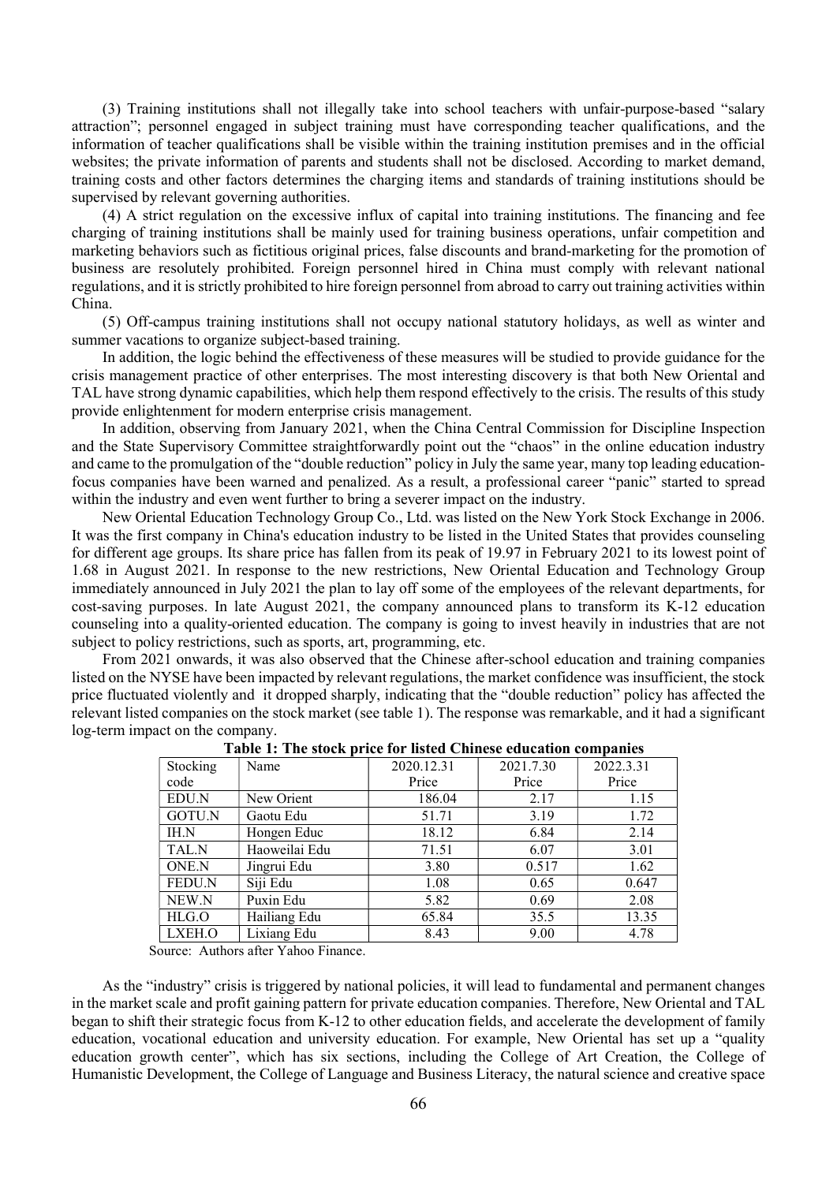(3) Training institutions shall not illegally take into school teachers with unfair-purpose-based "salary attraction"; personnel engaged in subject training must have corresponding teacher qualifications, and the information of teacher qualifications shall be visible within the training institution premises and in the official websites; the private information of parents and students shall not be disclosed. According to market demand, training costs and other factors determines the charging items and standards of training institutions should be supervised by relevant governing authorities.

(4) A strict regulation on the excessive influx of capital into training institutions. The financing and fee charging of training institutions shall be mainly used for training business operations, unfair competition and marketing behaviors such as fictitious original prices, false discounts and brand-marketing for the promotion of business are resolutely prohibited. Foreign personnel hired in China must comply with relevant national regulations, and it is strictly prohibited to hire foreign personnel from abroad to carry out training activities within China.

(5) Off-campus training institutions shall not occupy national statutory holidays, as well as winter and summer vacations to organize subject-based training.

In addition, the logic behind the effectiveness of these measures will be studied to provide guidance for the crisis management practice of other enterprises. The most interesting discovery is that both New Oriental and TAL have strong dynamic capabilities, which help them respond effectively to the crisis. The results of this study provide enlightenment for modern enterprise crisis management.

In addition, observing from January 2021, when the China Central Commission for Discipline Inspection and the State Supervisory Committee straightforwardly point out the "chaos" in the online education industry and came to the promulgation of the "double reduction" policy in July the same year, many top leading education-focus companies have been warned and penalized. As a result, a professional career "panic" started to spread within the industry and even went further to bring a severer impact on the industry.

New Oriental Education Technology Group Co., Ltd. was listed on the New York Stock Exchange in 2006. It was the first company in China's education industry to be listed in the United States that provides counseling for different age groups. Its share price has fallen from its peak of 19.97 in February 2021 to its lowest point of 1.68 in August 2021. In response to the new restrictions, New Oriental Education and Technology Group immediately announced in July 2021 the plan to lay off some of the employees of the relevant departments, for cost-saving purposes. In late August 2021, the company announced plans to transform its K-12 education counseling into a quality-oriented education. The company is going to invest heavily in industries that are not subject to policy restrictions, such as sports, art, programming, etc.

From 2021 onwards, it was also observed that the Chinese after-school education and training companies listed on the NYSE have been impacted by relevant regulations, the market confidence was insufficient, the stock price fluctuated violently and it dropped sharply, indicating that the "double reduction" policy has affected the relevant listed companies on the stock market (see table 1). The response was remarkable, and it had a significant log-term impact on the company.

**Table 1: The stock price for listed Chinese education companies**

| Stocking code | Name | 2020.12.31 Price | 2021.7.30 Price | 2022.3.31 Price |
|---|---|---|---|---|
| EDU.N | New Orient | 186.04 | 2.17 | 1.15 |
| GOTU.N | Gaotu Edu | 51.71 | 3.19 | 1.72 |
| IH.N | Hongen Educ | 18.12 | 6.84 | 2.14 |
| TAL.N | Haoweilai Edu | 71.51 | 6.07 | 3.01 |
| ONE.N | Jingrui Edu | 3.80 | 0.517 | 1.62 |
| FEDU.N | Siji Edu | 1.08 | 0.65 | 0.647 |
| NEW.N | Puxin Edu | 5.82 | 0.69 | 2.08 |
| HLG.O | Hailiang Edu | 65.84 | 35.5 | 13.35 |
| LXEH.O | Lixiang Edu | 8.43 | 9.00 | 4.78 |

Source: Authors after Yahoo Finance.

As the "industry" crisis is triggered by national policies, it will lead to fundamental and permanent changes in the market scale and profit gaining pattern for private education companies. Therefore, New Oriental and TAL began to shift their strategic focus from K-12 to other education fields, and accelerate the development of family education, vocational education and university education. For example, New Oriental has set up a "quality education growth center", which has six sections, including the College of Art Creation, the College of Humanistic Development, the College of Language and Business Literacy, the natural science and creative space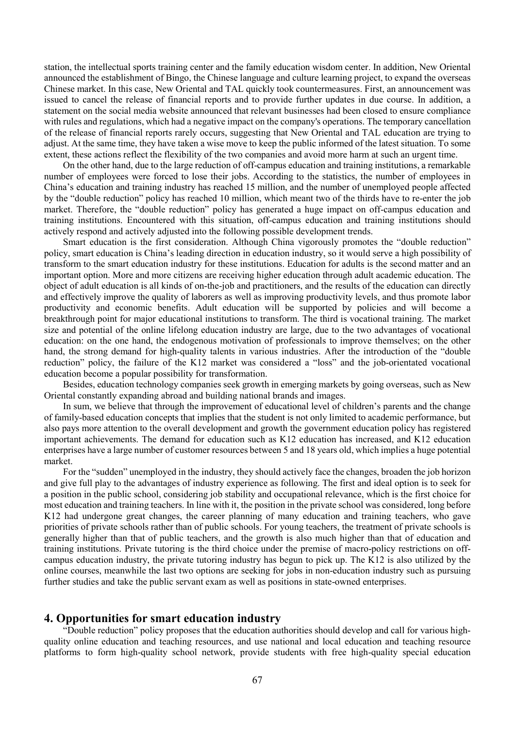station, the intellectual sports training center and the family education wisdom center. In addition, New Oriental announced the establishment of Bingo, the Chinese language and culture learning project, to expand the overseas Chinese market. In this case, New Oriental and TAL quickly took countermeasures. First, an announcement was issued to cancel the release of financial reports and to provide further updates in due course. In addition, a statement on the social media website announced that relevant businesses had been closed to ensure compliance with rules and regulations, which had a negative impact on the company's operations. The temporary cancellation of the release of financial reports rarely occurs, suggesting that New Oriental and TAL education are trying to adjust. At the same time, they have taken a wise move to keep the public informed of the latest situation. To some extent, these actions reflect the flexibility of the two companies and avoid more harm at such an urgent time.

On the other hand, due to the large reduction of off-campus education and training institutions, a remarkable number of employees were forced to lose their jobs. According to the statistics, the number of employees in China's education and training industry has reached 15 million, and the number of unemployed people affected by the "double reduction" policy has reached 10 million, which meant two of the thirds have to re-enter the job market. Therefore, the "double reduction" policy has generated a huge impact on off-campus education and training institutions. Encountered with this situation, off-campus education and training institutions should actively respond and actively adjusted into the following possible development trends.

Smart education is the first consideration. Although China vigorously promotes the "double reduction" policy, smart education is China's leading direction in education industry, so it would serve a high possibility of transform to the smart education industry for these institutions. Education for adults is the second matter and an important option. More and more citizens are receiving higher education through adult academic education. The object of adult education is all kinds of on-the-job and practitioners, and the results of the education can directly and effectively improve the quality of laborers as well as improving productivity levels, and thus promote labor productivity and economic benefits. Adult education will be supported by policies and will become a breakthrough point for major educational institutions to transform. The third is vocational training. The market size and potential of the online lifelong education industry are large, due to the two advantages of vocational education: on the one hand, the endogenous motivation of professionals to improve themselves; on the other hand, the strong demand for high-quality talents in various industries. After the introduction of the "double reduction" policy, the failure of the K12 market was considered a "loss" and the job-orientated vocational education become a popular possibility for transformation.

Besides, education technology companies seek growth in emerging markets by going overseas, such as New Oriental constantly expanding abroad and building national brands and images.

In sum, we believe that through the improvement of educational level of children's parents and the change of family-based education concepts that implies that the student is not only limited to academic performance, but also pays more attention to the overall development and growth the government education policy has registered important achievements. The demand for education such as K12 education has increased, and K12 education enterprises have a large number of customer resources between 5 and 18 years old, which implies a huge potential market.

For the "sudden" unemployed in the industry, they should actively face the changes, broaden the job horizon and give full play to the advantages of industry experience as following. The first and ideal option is to seek for a position in the public school, considering job stability and occupational relevance, which is the first choice for most education and training teachers. In line with it, the position in the private school was considered, long before K12 had undergone great changes, the career planning of many education and training teachers, who gave priorities of private schools rather than of public schools. For young teachers, the treatment of private schools is generally higher than that of public teachers, and the growth is also much higher than that of education and training institutions. Private tutoring is the third choice under the premise of macro-policy restrictions on off-campus education industry, the private tutoring industry has begun to pick up. The K12 is also utilized by the online courses, meanwhile the last two options are seeking for jobs in non-education industry such as pursuing further studies and take the public servant exam as well as positions in state-owned enterprises.

## 4. Opportunities for smart education industry

"Double reduction" policy proposes that the education authorities should develop and call for various high-quality online education and teaching resources, and use national and local education and teaching resource platforms to form high-quality school network, provide students with free high-quality special education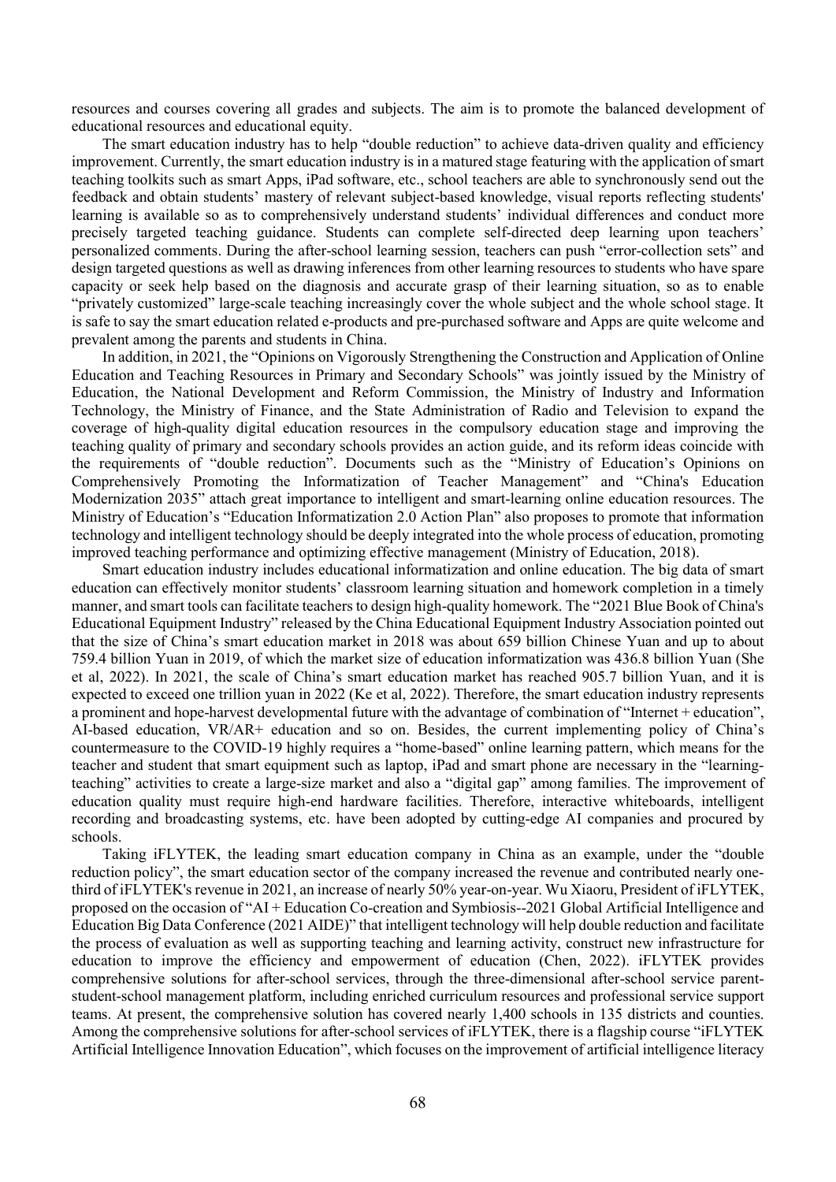resources and courses covering all grades and subjects. The aim is to promote the balanced development of educational resources and educational equity.

The smart education industry has to help "double reduction" to achieve data-driven quality and efficiency improvement. Currently, the smart education industry is in a matured stage featuring with the application of smart teaching toolkits such as smart Apps, iPad software, etc., school teachers are able to synchronously send out the feedback and obtain students' mastery of relevant subject-based knowledge, visual reports reflecting students' learning is available so as to comprehensively understand students' individual differences and conduct more precisely targeted teaching guidance. Students can complete self-directed deep learning upon teachers' personalized comments. During the after-school learning session, teachers can push "error-collection sets" and design targeted questions as well as drawing inferences from other learning resources to students who have spare capacity or seek help based on the diagnosis and accurate grasp of their learning situation, so as to enable "privately customized" large-scale teaching increasingly cover the whole subject and the whole school stage. It is safe to say the smart education related e-products and pre-purchased software and Apps are quite welcome and prevalent among the parents and students in China.

In addition, in 2021, the "Opinions on Vigorously Strengthening the Construction and Application of Online Education and Teaching Resources in Primary and Secondary Schools" was jointly issued by the Ministry of Education, the National Development and Reform Commission, the Ministry of Industry and Information Technology, the Ministry of Finance, and the State Administration of Radio and Television to expand the coverage of high-quality digital education resources in the compulsory education stage and improving the teaching quality of primary and secondary schools provides an action guide, and its reform ideas coincide with the requirements of "double reduction". Documents such as the "Ministry of Education's Opinions on Comprehensively Promoting the Informatization of Teacher Management" and "China's Education Modernization 2035" attach great importance to intelligent and smart-learning online education resources. The Ministry of Education's "Education Informatization 2.0 Action Plan" also proposes to promote that information technology and intelligent technology should be deeply integrated into the whole process of education, promoting improved teaching performance and optimizing effective management (Ministry of Education, 2018).

Smart education industry includes educational informatization and online education. The big data of smart education can effectively monitor students' classroom learning situation and homework completion in a timely manner, and smart tools can facilitate teachers to design high-quality homework. The "2021 Blue Book of China's Educational Equipment Industry" released by the China Educational Equipment Industry Association pointed out that the size of China's smart education market in 2018 was about 659 billion Chinese Yuan and up to about 759.4 billion Yuan in 2019, of which the market size of education informatization was 436.8 billion Yuan (She et al, 2022). In 2021, the scale of China's smart education market has reached 905.7 billion Yuan, and it is expected to exceed one trillion yuan in 2022 (Ke et al, 2022). Therefore, the smart education industry represents a prominent and hope-harvest developmental future with the advantage of combination of "Internet + education", AI-based education, VR/AR+ education and so on. Besides, the current implementing policy of China's countermeasure to the COVID-19 highly requires a "home-based" online learning pattern, which means for the teacher and student that smart equipment such as laptop, iPad and smart phone are necessary in the "learning-teaching" activities to create a large-size market and also a "digital gap" among families. The improvement of education quality must require high-end hardware facilities. Therefore, interactive whiteboards, intelligent recording and broadcasting systems, etc. have been adopted by cutting-edge AI companies and procured by schools.

Taking iFLYTEK, the leading smart education company in China as an example, under the "double reduction policy", the smart education sector of the company increased the revenue and contributed nearly one-third of iFLYTEK's revenue in 2021, an increase of nearly 50% year-on-year. Wu Xiaoru, President of iFLYTEK, proposed on the occasion of "AI + Education Co-creation and Symbiosis--2021 Global Artificial Intelligence and Education Big Data Conference (2021 AIDE)" that intelligent technology will help double reduction and facilitate the process of evaluation as well as supporting teaching and learning activity, construct new infrastructure for education to improve the efficiency and empowerment of education (Chen, 2022). iFLYTEK provides comprehensive solutions for after-school services, through the three-dimensional after-school service parent-student-school management platform, including enriched curriculum resources and professional service support teams. At present, the comprehensive solution has covered nearly 1,400 schools in 135 districts and counties. Among the comprehensive solutions for after-school services of iFLYTEK, there is a flagship course "iFLYTEK Artificial Intelligence Innovation Education", which focuses on the improvement of artificial intelligence literacy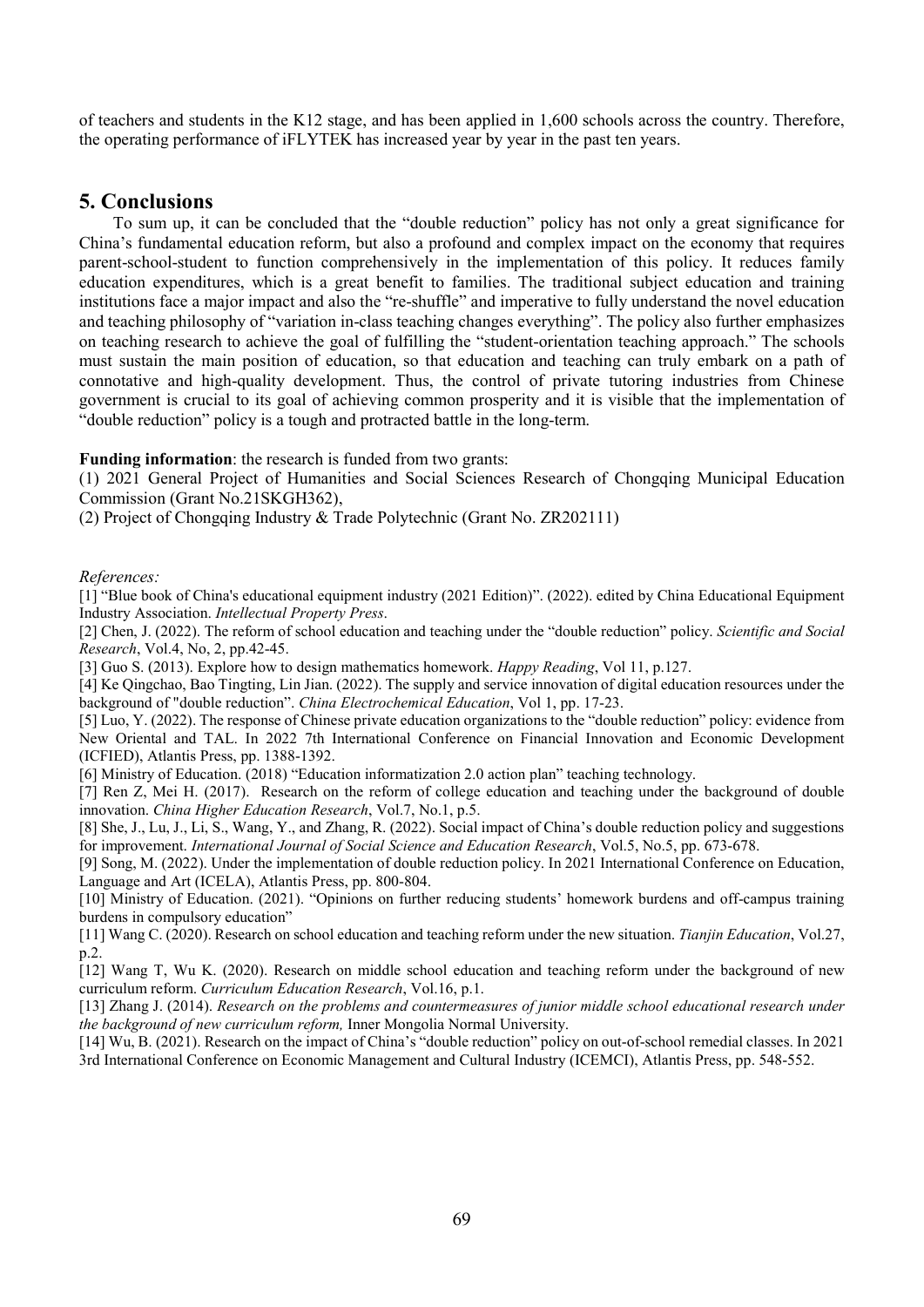of teachers and students in the K12 stage, and has been applied in 1,600 schools across the country. Therefore, the operating performance of iFLYTEK has increased year by year in the past ten years.

## 5. Conclusions

To sum up, it can be concluded that the "double reduction" policy has not only a great significance for China's fundamental education reform, but also a profound and complex impact on the economy that requires parent-school-student to function comprehensively in the implementation of this policy. It reduces family education expenditures, which is a great benefit to families. The traditional subject education and training institutions face a major impact and also the "re-shuffle" and imperative to fully understand the novel education and teaching philosophy of "variation in-class teaching changes everything". The policy also further emphasizes on teaching research to achieve the goal of fulfilling the "student-orientation teaching approach." The schools must sustain the main position of education, so that education and teaching can truly embark on a path of connotative and high-quality development. Thus, the control of private tutoring industries from Chinese government is crucial to its goal of achieving common prosperity and it is visible that the implementation of "double reduction" policy is a tough and protracted battle in the long-term.

**Funding information**: the research is funded from two grants:

(1) 2021 General Project of Humanities and Social Sciences Research of Chongqing Municipal Education Commission (Grant No.21SKGH362),

(2) Project of Chongqing Industry & Trade Polytechnic (Grant No. ZR202111)

*References:*

[1] "Blue book of China's educational equipment industry (2021 Edition)". (2022). edited by China Educational Equipment Industry Association. *Intellectual Property Press*.

[2] Chen, J. (2022). The reform of school education and teaching under the "double reduction" policy. *Scientific and Social Research*, Vol.4, No, 2, pp.42-45.

[3] Guo S. (2013). Explore how to design mathematics homework. *Happy Reading*, Vol 11, p.127.

[4] Ke Qingchao, Bao Tingting, Lin Jian. (2022). The supply and service innovation of digital education resources under the background of "double reduction". *China Electrochemical Education*, Vol 1, pp. 17-23.

[5] Luo, Y. (2022). The response of Chinese private education organizations to the "double reduction" policy: evidence from New Oriental and TAL. In 2022 7th International Conference on Financial Innovation and Economic Development (ICFIED), Atlantis Press, pp. 1388-1392.

[6] Ministry of Education. (2018) "Education informatization 2.0 action plan" teaching technology.

[7] Ren Z, Mei H. (2017). Research on the reform of college education and teaching under the background of double innovation. *China Higher Education Research*, Vol.7, No.1, p.5.

[8] She, J., Lu, J., Li, S., Wang, Y., and Zhang, R. (2022). Social impact of China's double reduction policy and suggestions for improvement. *International Journal of Social Science and Education Research*, Vol.5, No.5, pp. 673-678.

[9] Song, M. (2022). Under the implementation of double reduction policy. In 2021 International Conference on Education, Language and Art (ICELA), Atlantis Press, pp. 800-804.

[10] Ministry of Education. (2021). "Opinions on further reducing students' homework burdens and off-campus training burdens in compulsory education"

[11] Wang C. (2020). Research on school education and teaching reform under the new situation. *Tianjin Education*, Vol.27, p.2.

[12] Wang T, Wu K. (2020). Research on middle school education and teaching reform under the background of new curriculum reform. *Curriculum Education Research*, Vol.16, p.1.

[13] Zhang J. (2014). *Research on the problems and countermeasures of junior middle school educational research under the background of new curriculum reform,* Inner Mongolia Normal University.

[14] Wu, B. (2021). Research on the impact of China's "double reduction" policy on out-of-school remedial classes. In 2021 3rd International Conference on Economic Management and Cultural Industry (ICEMCI), Atlantis Press, pp. 548-552.